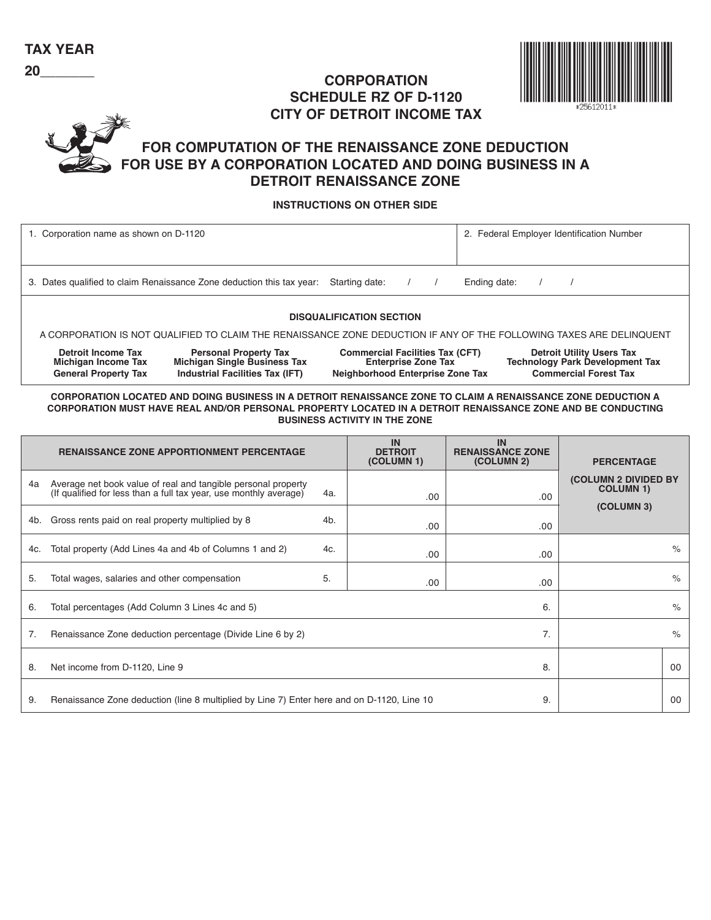**TAX YEAR**

**20\_\_\_\_\_\_\_**

# CORPORATION
# SCHEDULE RZ OF D-1120
# CITY OF DETROIT INCOME TAX

*25612011*

## FOR COMPUTATION OF THE RENAISSANCE ZONE DEDUCTION FOR USE BY A CORPORATION LOCATED AND DOING BUSINESS IN A DETROIT RENAISSANCE ZONE

**INSTRUCTIONS ON OTHER SIDE**

| 1. Corporation name as shown on D-1120 | 2. Federal Employer Identification Number |
|---|---|
| 3. Dates qualified to claim Renaissance Zone deduction this tax year: Starting date: / / | Ending date: / / |

**DISQUALIFICATION SECTION**

A CORPORATION IS NOT QUALIFIED TO CLAIM THE RENAISSANCE ZONE DEDUCTION IF ANY OF THE FOLLOWING TAXES ARE DELINQUENT

| | | | |
|---|---|---|---|
| **Detroit Income Tax** | **Personal Property Tax** | **Commercial Facilities Tax (CFT)** | **Detroit Utility Users Tax** |
| **Michigan Income Tax** | **Michigan Single Business Tax** | **Enterprise Zone Tax** | **Technology Park Development Tax** |
| **General Property Tax** | **Industrial Facilities Tax (IFT)** | **Neighborhood Enterprise Zone Tax** | **Commercial Forest Tax** |

**CORPORATION LOCATED AND DOING BUSINESS IN A DETROIT RENAISSANCE ZONE TO CLAIM A RENAISSANCE ZONE DEDUCTION A CORPORATION MUST HAVE REAL AND/OR PERSONAL PROPERTY LOCATED IN A DETROIT RENAISSANCE ZONE AND BE CONDUCTING BUSINESS ACTIVITY IN THE ZONE**

| **RENAISSANCE ZONE APPORTIONMENT PERCENTAGE** | | **IN DETROIT (COLUMN 1)** | **IN RENAISSANCE ZONE (COLUMN 2)** | **PERCENTAGE (COLUMN 2 DIVIDED BY COLUMN 1) (COLUMN 3)** |
|---|---|---|---|---|
| 4a Average net book value of real and tangible personal property (If qualified for less than a full tax year, use monthly average) | 4a. | .00 | .00 | |
| 4b. Gross rents paid on real property multiplied by 8 | 4b. | .00 | .00 | |
| 4c. Total property (Add Lines 4a and 4b of Columns 1 and 2) | 4c. | .00 | .00 | % |
| 5. Total wages, salaries and other compensation | 5. | .00 | .00 | % |
| 6. Total percentages (Add Column 3 Lines 4c and 5) | | | 6. | % |
| 7. Renaissance Zone deduction percentage (Divide Line 6 by 2) | | | 7. | % |
| 8. Net income from D-1120, Line 9 | | | 8. | 00 |
| 9. Renaissance Zone deduction (line 8 multiplied by Line 7) Enter here and on D-1120, Line 10 | | | 9. | 00 |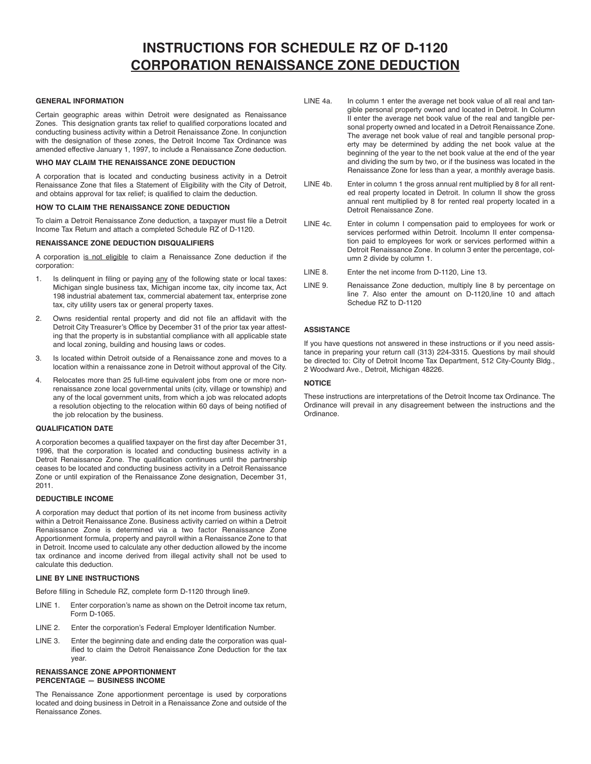# INSTRUCTIONS FOR SCHEDULE RZ OF D-1120
## CORPORATION RENAISSANCE ZONE DEDUCTION

### GENERAL INFORMATION

Certain geographic areas within Detroit were designated as Renaissance Zones. This designation grants tax relief to qualified corporations located and conducting business activity within a Detroit Renaissance Zone. In conjunction with the designation of these zones, the Detroit Income Tax Ordinance was amended effective January 1, 1997, to include a Renaissance Zone deduction.

### WHO MAY CLAIM THE RENAISSANCE ZONE DEDUCTION

A corporation that is located and conducting business activity in a Detroit Renaissance Zone that files a Statement of Eligibility with the City of Detroit, and obtains approval for tax relief; is qualified to claim the deduction.

### HOW TO CLAIM THE RENAISSANCE ZONE DEDUCTION

To claim a Detroit Renaissance Zone deduction, a taxpayer must file a Detroit Income Tax Return and attach a completed Schedule RZ of D-1120.

### RENAISSANCE ZONE DEDUCTION DISQUALIFIERS

A corporation is not eligible to claim a Renaissance Zone deduction if the corporation:

1. Is delinquent in filing or paying any of the following state or local taxes: Michigan single business tax, Michigan income tax, city income tax, Act 198 industrial abatement tax, commercial abatement tax, enterprise zone tax, city utility users tax or general property taxes.
2. Owns residential rental property and did not file an affidavit with the Detroit City Treasurer's Office by December 31 of the prior tax year attesting that the property is in substantial compliance with all applicable state and local zoning, building and housing laws or codes.
3. Is located within Detroit outside of a Renaissance zone and moves to a location within a renaissance zone in Detroit without approval of the City.
4. Relocates more than 25 full-time equivalent jobs from one or more non-renaissance zone local governmental units (city, village or township) and any of the local government units, from which a job was relocated adopts a resolution objecting to the relocation within 60 days of being notified of the job relocation by the business.

### QUALIFICATION DATE

A corporation becomes a qualified taxpayer on the first day after December 31, 1996, that the corporation is located and conducting business activity in a Detroit Renaissance Zone. The qualification continues until the partnership ceases to be located and conducting business activity in a Detroit Renaissance Zone or until expiration of the Renaissance Zone designation, December 31, 2011.

### DEDUCTIBLE INCOME

A corporation may deduct that portion of its net income from business activity within a Detroit Renaissance Zone. Business activity carried on within a Detroit Renaissance Zone is determined via a two factor Renaissance Zone Apportionment formula, property and payroll within a Renaissance Zone to that in Detroit. Income used to calculate any other deduction allowed by the income tax ordinance and income derived from illegal activity shall not be used to calculate this deduction.

### LINE BY LINE INSTRUCTIONS

Before filling in Schedule RZ, complete form D-1120 through line9.

LINE 1. Enter corporation's name as shown on the Detroit income tax return, Form D-1065.

LINE 2. Enter the corporation's Federal Employer Identification Number.

LINE 3. Enter the beginning date and ending date the corporation was qualified to claim the Detroit Renaissance Zone Deduction for the tax year.

### RENAISSANCE ZONE APPORTIONMENT PERCENTAGE — BUSINESS INCOME

The Renaissance Zone apportionment percentage is used by corporations located and doing business in Detroit in a Renaissance Zone and outside of the Renaissance Zones.

LINE 4a. In column 1 enter the average net book value of all real and tangible personal property owned and located in Detroit. In Column II enter the average net book value of the real and tangible personal property owned and located in a Detroit Renaissance Zone. The average net book value of real and tangible personal property may be determined by adding the net book value at the beginning of the year to the net book value at the end of the year and dividing the sum by two, or if the business was located in the Renaissance Zone for less than a year, a monthly average basis.

LINE 4b. Enter in column 1 the gross annual rent multiplied by 8 for all rented real property located in Detroit. In column II show the gross annual rent multiplied by 8 for rented real property located in a Detroit Renaissance Zone.

LINE 4c. Enter in column I compensation paid to employees for work or services performed within Detroit. Incolumn II enter compensation paid to employees for work or services performed within a Detroit Renaissance Zone. In column 3 enter the percentage, column 2 divide by column 1.

LINE 8. Enter the net income from D-1120, Line 13.

LINE 9. Renaissance Zone deduction, multiply line 8 by percentage on line 7. Also enter the amount on D-1120,line 10 and attach Schedue RZ to D-1120

### ASSISTANCE

If you have questions not answered in these instructions or if you need assistance in preparing your return call (313) 224-3315. Questions by mail should be directed to: City of Detroit Income Tax Department, 512 City-County Bldg., 2 Woodward Ave., Detroit, Michigan 48226.

### NOTICE

These instructions are interpretations of the Detroit Income tax Ordinance. The Ordinance will prevail in any disagreement between the instructions and the Ordinance.